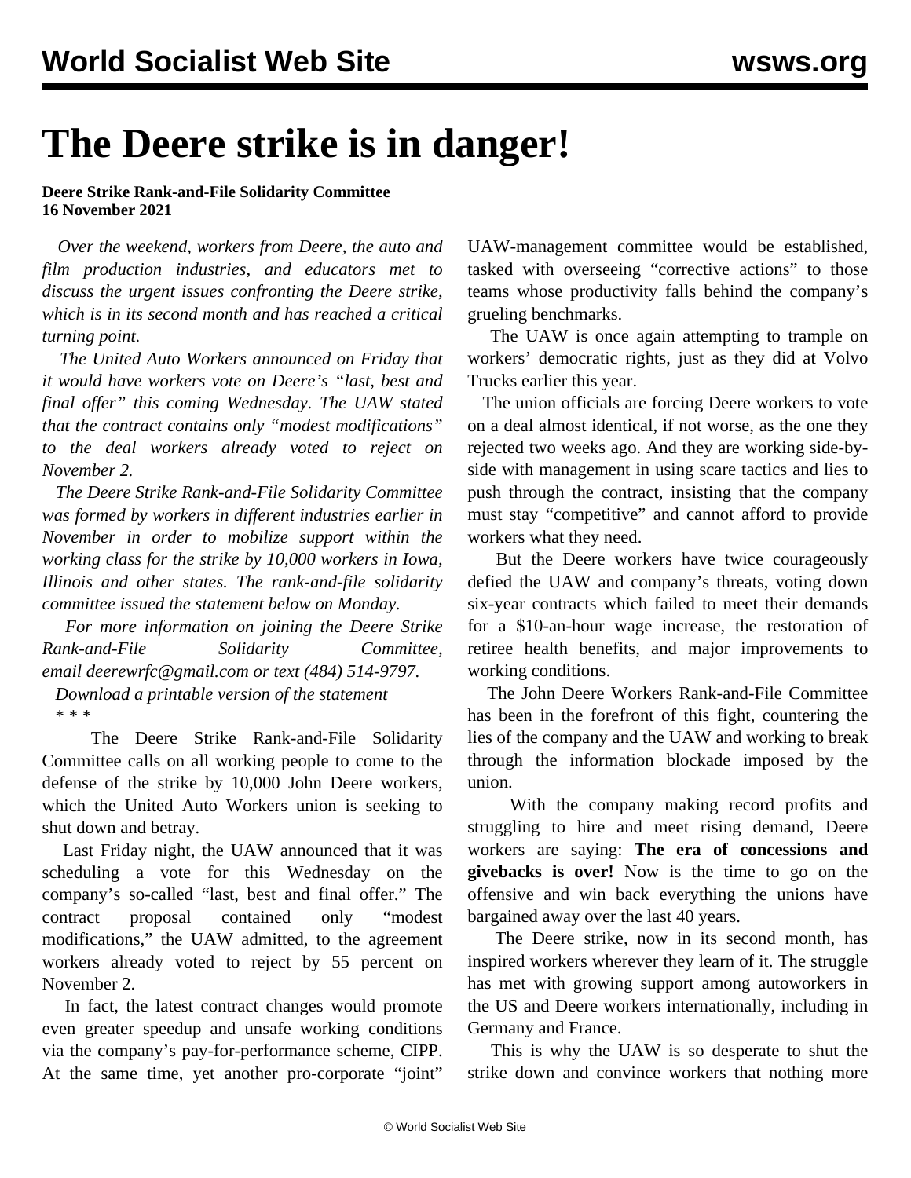# The Deere strike is in danger!

**Deere Strike Rank-and-File Solidarity Committee**
**16 November 2021**

*Over the weekend, workers from Deere, the auto and film production industries, and educators met to discuss the urgent issues confronting the Deere strike, which is in its second month and has reached a critical turning point.*

*The United Auto Workers announced on Friday that it would have workers vote on Deere's "last, best and final offer" this coming Wednesday. The UAW stated that the contract contains only "modest modifications" to the deal workers already voted to reject on November 2.*

*The Deere Strike Rank-and-File Solidarity Committee was formed by workers in different industries earlier in November in order to mobilize support within the working class for the strike by 10,000 workers in Iowa, Illinois and other states. The rank-and-file solidarity committee issued the statement below on Monday.*

*For more information on joining the Deere Strike Rank-and-File Solidarity Committee, email deerewrfc@gmail.com or text (484) 514-9797.*

*Download a printable version of the statement*

\* \* \*

The Deere Strike Rank-and-File Solidarity Committee calls on all working people to come to the defense of the strike by 10,000 John Deere workers, which the United Auto Workers union is seeking to shut down and betray.

Last Friday night, the UAW announced that it was scheduling a vote for this Wednesday on the company's so-called "last, best and final offer." The contract proposal contained only "modest modifications," the UAW admitted, to the agreement workers already voted to reject by 55 percent on November 2.

In fact, the latest contract changes would promote even greater speedup and unsafe working conditions via the company's pay-for-performance scheme, CIPP. At the same time, yet another pro-corporate "joint" UAW-management committee would be established, tasked with overseeing "corrective actions" to those teams whose productivity falls behind the company's grueling benchmarks.

The UAW is once again attempting to trample on workers' democratic rights, just as they did at Volvo Trucks earlier this year.

The union officials are forcing Deere workers to vote on a deal almost identical, if not worse, as the one they rejected two weeks ago. And they are working side-by-side with management in using scare tactics and lies to push through the contract, insisting that the company must stay "competitive" and cannot afford to provide workers what they need.

But the Deere workers have twice courageously defied the UAW and company's threats, voting down six-year contracts which failed to meet their demands for a $10-an-hour wage increase, the restoration of retiree health benefits, and major improvements to working conditions.

The John Deere Workers Rank-and-File Committee has been in the forefront of this fight, countering the lies of the company and the UAW and working to break through the information blockade imposed by the union.

With the company making record profits and struggling to hire and meet rising demand, Deere workers are saying: **The era of concessions and givebacks is over!** Now is the time to go on the offensive and win back everything the unions have bargained away over the last 40 years.

The Deere strike, now in its second month, has inspired workers wherever they learn of it. The struggle has met with growing support among autoworkers in the US and Deere workers internationally, including in Germany and France.

This is why the UAW is so desperate to shut the strike down and convince workers that nothing more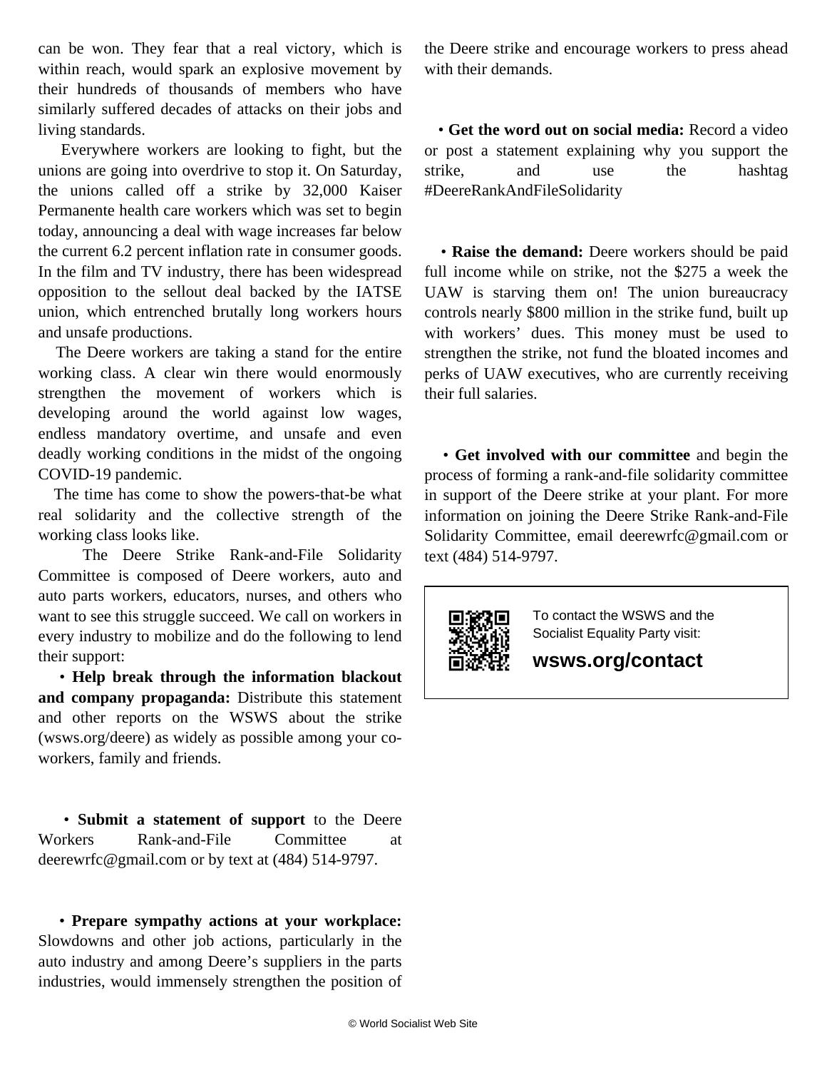can be won. They fear that a real victory, which is within reach, would spark an explosive movement by their hundreds of thousands of members who have similarly suffered decades of attacks on their jobs and living standards.

Everywhere workers are looking to fight, but the unions are going into overdrive to stop it. On Saturday, the unions called off a strike by 32,000 Kaiser Permanente health care workers which was set to begin today, announcing a deal with wage increases far below the current 6.2 percent inflation rate in consumer goods. In the film and TV industry, there has been widespread opposition to the sellout deal backed by the IATSE union, which entrenched brutally long workers hours and unsafe productions.

The Deere workers are taking a stand for the entire working class. A clear win there would enormously strengthen the movement of workers which is developing around the world against low wages, endless mandatory overtime, and unsafe and even deadly working conditions in the midst of the ongoing COVID-19 pandemic.

The time has come to show the powers-that-be what real solidarity and the collective strength of the working class looks like.

The Deere Strike Rank-and-File Solidarity Committee is composed of Deere workers, auto and auto parts workers, educators, nurses, and others who want to see this struggle succeed. We call on workers in every industry to mobilize and do the following to lend their support:

• **Help break through the information blackout and company propaganda:** Distribute this statement and other reports on the WSWS about the strike (wsws.org/deere) as widely as possible among your co-workers, family and friends.

• **Submit a statement of support** to the Deere Workers Rank-and-File Committee at deerewrfc@gmail.com or by text at (484) 514-9797.

• **Prepare sympathy actions at your workplace:** Slowdowns and other job actions, particularly in the auto industry and among Deere's suppliers in the parts industries, would immensely strengthen the position of the Deere strike and encourage workers to press ahead with their demands.

• **Get the word out on social media:** Record a video or post a statement explaining why you support the strike, and use the hashtag #DeereRankAndFileSolidarity

• **Raise the demand:** Deere workers should be paid full income while on strike, not the $275 a week the UAW is starving them on! The union bureaucracy controls nearly $800 million in the strike fund, built up with workers' dues. This money must be used to strengthen the strike, not fund the bloated incomes and perks of UAW executives, who are currently receiving their full salaries.

• **Get involved with our committee** and begin the process of forming a rank-and-file solidarity committee in support of the Deere strike at your plant. For more information on joining the Deere Strike Rank-and-File Solidarity Committee, email deerewrfc@gmail.com or text (484) 514-9797.

To contact the WSWS and the Socialist Equality Party visit:

**wsws.org/contact**